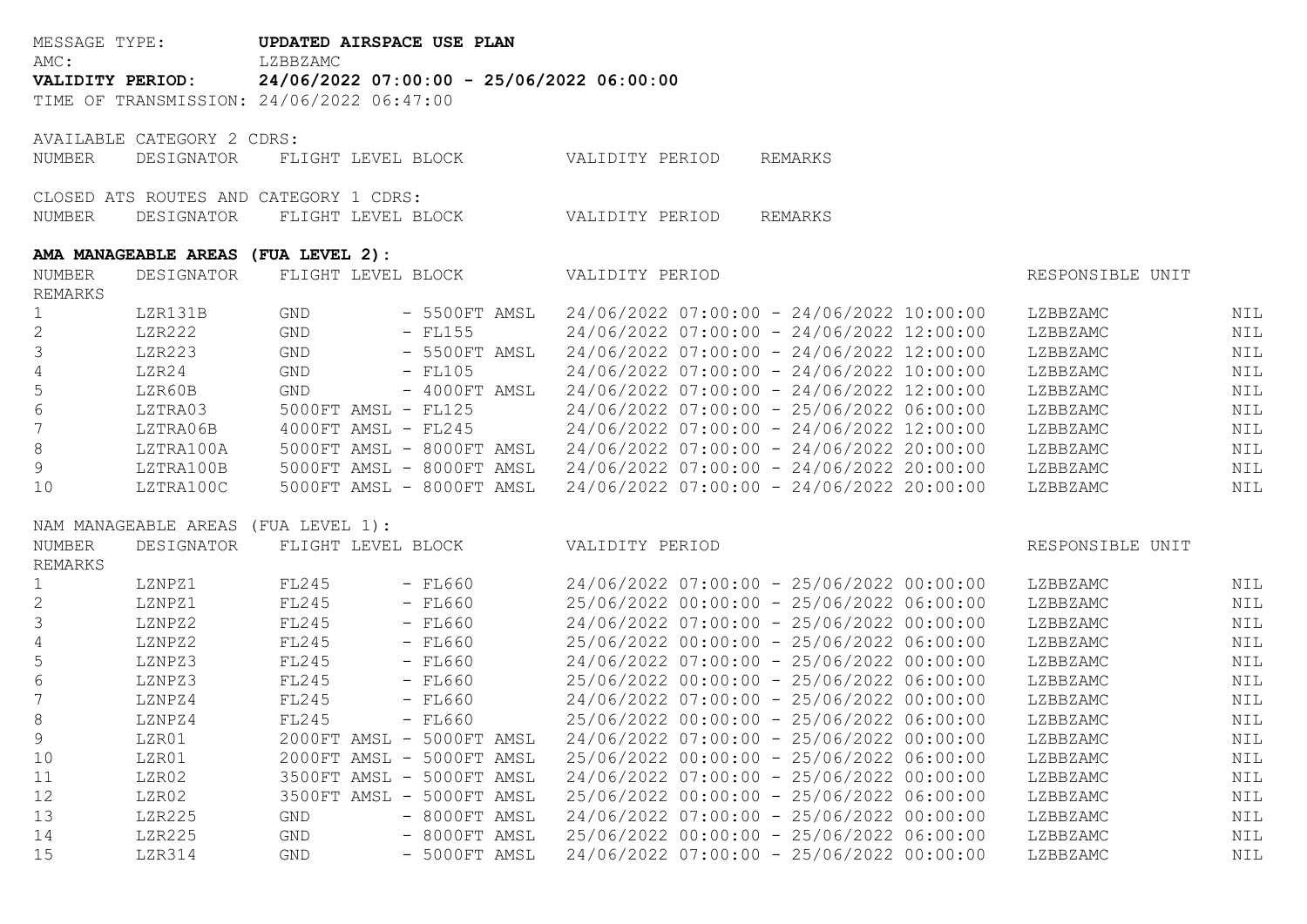MESSAGE TYPE: **UPDATED AIRSPACE USE PLAN**
AMC: LZBBZAMC
**VALIDITY PERIOD: 24/06/2022 07:00:00 - 25/06/2022 06:00:00**
TIME OF TRANSMISSION: 24/06/2022 06:47:00

AVAILABLE CATEGORY 2 CDRS:

| NUMBER | DESIGNATOR | FLIGHT LEVEL BLOCK | VALIDITY PERIOD | REMARKS |
|---|---|---|---|---|

CLOSED ATS ROUTES AND CATEGORY 1 CDRS:

| NUMBER | DESIGNATOR | FLIGHT LEVEL BLOCK | VALIDITY PERIOD | REMARKS |
|---|---|---|---|---|

**AMA MANAGEABLE AREAS (FUA LEVEL 2):**

| NUMBER | DESIGNATOR | FLIGHT LEVEL BLOCK | VALIDITY PERIOD | RESPONSIBLE UNIT | REMARKS |
|---|---|---|---|---|---|
| 1 | LZR131B | GND - 5500FT AMSL | 24/06/2022 07:00:00 - 24/06/2022 10:00:00 | LZBBZAMC | NIL |
| 2 | LZR222 | GND - FL155 | 24/06/2022 07:00:00 - 24/06/2022 12:00:00 | LZBBZAMC | NIL |
| 3 | LZR223 | GND - 5500FT AMSL | 24/06/2022 07:00:00 - 24/06/2022 12:00:00 | LZBBZAMC | NIL |
| 4 | LZR24 | GND - FL105 | 24/06/2022 07:00:00 - 24/06/2022 10:00:00 | LZBBZAMC | NIL |
| 5 | LZR60B | GND - 4000FT AMSL | 24/06/2022 07:00:00 - 24/06/2022 12:00:00 | LZBBZAMC | NIL |
| 6 | LZTRA03 | 5000FT AMSL - FL125 | 24/06/2022 07:00:00 - 25/06/2022 06:00:00 | LZBBZAMC | NIL |
| 7 | LZTRA06B | 4000FT AMSL - FL245 | 24/06/2022 07:00:00 - 24/06/2022 12:00:00 | LZBBZAMC | NIL |
| 8 | LZTRA100A | 5000FT AMSL - 8000FT AMSL | 24/06/2022 07:00:00 - 24/06/2022 20:00:00 | LZBBZAMC | NIL |
| 9 | LZTRA100B | 5000FT AMSL - 8000FT AMSL | 24/06/2022 07:00:00 - 24/06/2022 20:00:00 | LZBBZAMC | NIL |
| 10 | LZTRA100C | 5000FT AMSL - 8000FT AMSL | 24/06/2022 07:00:00 - 24/06/2022 20:00:00 | LZBBZAMC | NIL |

NAM MANAGEABLE AREAS (FUA LEVEL 1):

| NUMBER | DESIGNATOR | FLIGHT LEVEL BLOCK | VALIDITY PERIOD | RESPONSIBLE UNIT | REMARKS |
|---|---|---|---|---|---|
| 1 | LZNPZ1 | FL245 - FL660 | 24/06/2022 07:00:00 - 25/06/2022 00:00:00 | LZBBZAMC | NIL |
| 2 | LZNPZ1 | FL245 - FL660 | 25/06/2022 00:00:00 - 25/06/2022 06:00:00 | LZBBZAMC | NIL |
| 3 | LZNPZ2 | FL245 - FL660 | 24/06/2022 07:00:00 - 25/06/2022 00:00:00 | LZBBZAMC | NIL |
| 4 | LZNPZ2 | FL245 - FL660 | 25/06/2022 00:00:00 - 25/06/2022 06:00:00 | LZBBZAMC | NIL |
| 5 | LZNPZ3 | FL245 - FL660 | 24/06/2022 07:00:00 - 25/06/2022 00:00:00 | LZBBZAMC | NIL |
| 6 | LZNPZ3 | FL245 - FL660 | 25/06/2022 00:00:00 - 25/06/2022 06:00:00 | LZBBZAMC | NIL |
| 7 | LZNPZ4 | FL245 - FL660 | 24/06/2022 07:00:00 - 25/06/2022 00:00:00 | LZBBZAMC | NIL |
| 8 | LZNPZ4 | FL245 - FL660 | 25/06/2022 00:00:00 - 25/06/2022 06:00:00 | LZBBZAMC | NIL |
| 9 | LZR01 | 2000FT AMSL - 5000FT AMSL | 24/06/2022 07:00:00 - 25/06/2022 00:00:00 | LZBBZAMC | NIL |
| 10 | LZR01 | 2000FT AMSL - 5000FT AMSL | 25/06/2022 00:00:00 - 25/06/2022 06:00:00 | LZBBZAMC | NIL |
| 11 | LZR02 | 3500FT AMSL - 5000FT AMSL | 24/06/2022 07:00:00 - 25/06/2022 00:00:00 | LZBBZAMC | NIL |
| 12 | LZR02 | 3500FT AMSL - 5000FT AMSL | 25/06/2022 00:00:00 - 25/06/2022 06:00:00 | LZBBZAMC | NIL |
| 13 | LZR225 | GND - 8000FT AMSL | 24/06/2022 07:00:00 - 25/06/2022 00:00:00 | LZBBZAMC | NIL |
| 14 | LZR225 | GND - 8000FT AMSL | 25/06/2022 00:00:00 - 25/06/2022 06:00:00 | LZBBZAMC | NIL |
| 15 | LZR314 | GND - 5000FT AMSL | 24/06/2022 07:00:00 - 25/06/2022 00:00:00 | LZBBZAMC | NIL |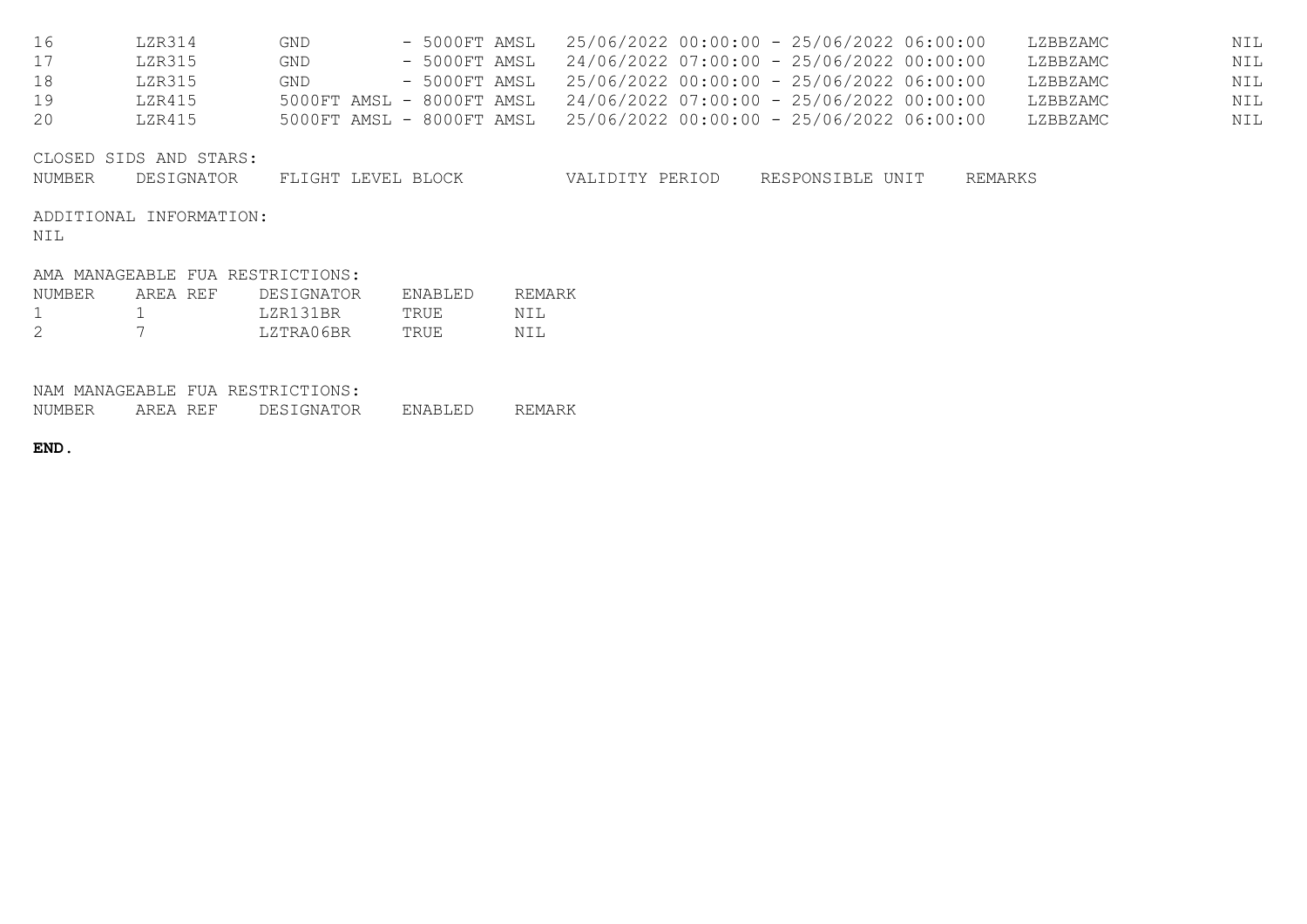| | | | | | |
|---|---|---|---|---|---|
| 16 | LZR314 | GND - 5000FT AMSL | 25/06/2022 00:00:00 - 25/06/2022 06:00:00 | LZBBZAMC | NIL |
| 17 | LZR315 | GND - 5000FT AMSL | 24/06/2022 07:00:00 - 25/06/2022 00:00:00 | LZBBZAMC | NIL |
| 18 | LZR315 | GND - 5000FT AMSL | 25/06/2022 00:00:00 - 25/06/2022 06:00:00 | LZBBZAMC | NIL |
| 19 | LZR415 | 5000FT AMSL - 8000FT AMSL | 24/06/2022 07:00:00 - 25/06/2022 00:00:00 | LZBBZAMC | NIL |
| 20 | LZR415 | 5000FT AMSL - 8000FT AMSL | 25/06/2022 00:00:00 - 25/06/2022 06:00:00 | LZBBZAMC | NIL |

CLOSED SIDS AND STARS:

| NUMBER | DESIGNATOR | FLIGHT LEVEL BLOCK | VALIDITY PERIOD | RESPONSIBLE UNIT | REMARKS |
|---|---|---|---|---|---|

ADDITIONAL INFORMATION:

NIL

AMA MANAGEABLE FUA RESTRICTIONS:

| NUMBER | AREA REF | DESIGNATOR | ENABLED | REMARK |
|---|---|---|---|---|
| 1 | 1 | LZR131BR | TRUE | NIL |
| 2 | 7 | LZTRA06BR | TRUE | NIL |

NAM MANAGEABLE FUA RESTRICTIONS:

| NUMBER | AREA REF | DESIGNATOR | ENABLED | REMARK |
|---|---|---|---|---|

**END.**